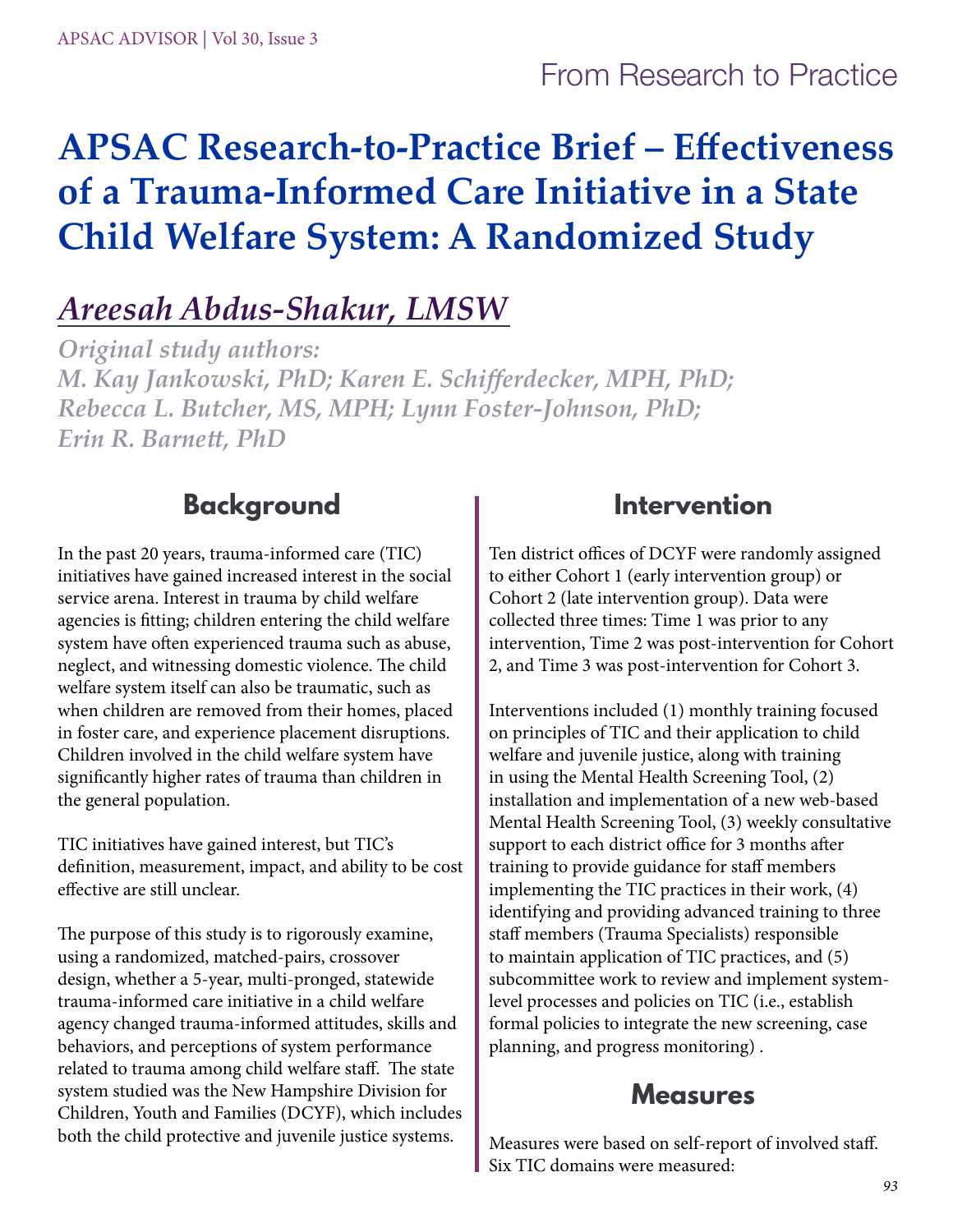From Research to Practice

# APSAC Research-to-Practice Brief – Effectiveness of a Trauma-Informed Care Initiative in a State Child Welfare System: A Randomized Study

## *Areesah Abdus-Shakur, LMSW*

*Original study authors:*
*M. Kay Jankowski, PhD; Karen E. Schifferdecker, MPH, PhD; Rebecca L. Butcher, MS, MPH; Lynn Foster-Johnson, PhD; Erin R. Barnett, PhD*

## Background

In the past 20 years, trauma-informed care (TIC) initiatives have gained increased interest in the social service arena. Interest in trauma by child welfare agencies is fitting; children entering the child welfare system have often experienced trauma such as abuse, neglect, and witnessing domestic violence. The child welfare system itself can also be traumatic, such as when children are removed from their homes, placed in foster care, and experience placement disruptions. Children involved in the child welfare system have significantly higher rates of trauma than children in the general population.

TIC initiatives have gained interest, but TIC's definition, measurement, impact, and ability to be cost effective are still unclear.

The purpose of this study is to rigorously examine, using a randomized, matched-pairs, crossover design, whether a 5-year, multi-pronged, statewide trauma-informed care initiative in a child welfare agency changed trauma-informed attitudes, skills and behaviors, and perceptions of system performance related to trauma among child welfare staff. The state system studied was the New Hampshire Division for Children, Youth and Families (DCYF), which includes both the child protective and juvenile justice systems.

## Intervention

Ten district offices of DCYF were randomly assigned to either Cohort 1 (early intervention group) or Cohort 2 (late intervention group). Data were collected three times: Time 1 was prior to any intervention, Time 2 was post-intervention for Cohort 2, and Time 3 was post-intervention for Cohort 3.

Interventions included (1) monthly training focused on principles of TIC and their application to child welfare and juvenile justice, along with training in using the Mental Health Screening Tool, (2) installation and implementation of a new web-based Mental Health Screening Tool, (3) weekly consultative support to each district office for 3 months after training to provide guidance for staff members implementing the TIC practices in their work, (4) identifying and providing advanced training to three staff members (Trauma Specialists) responsible to maintain application of TIC practices, and (5) subcommittee work to review and implement system-level processes and policies on TIC (i.e., establish formal policies to integrate the new screening, case planning, and progress monitoring) .

## Measures

Measures were based on self-report of involved staff. Six TIC domains were measured: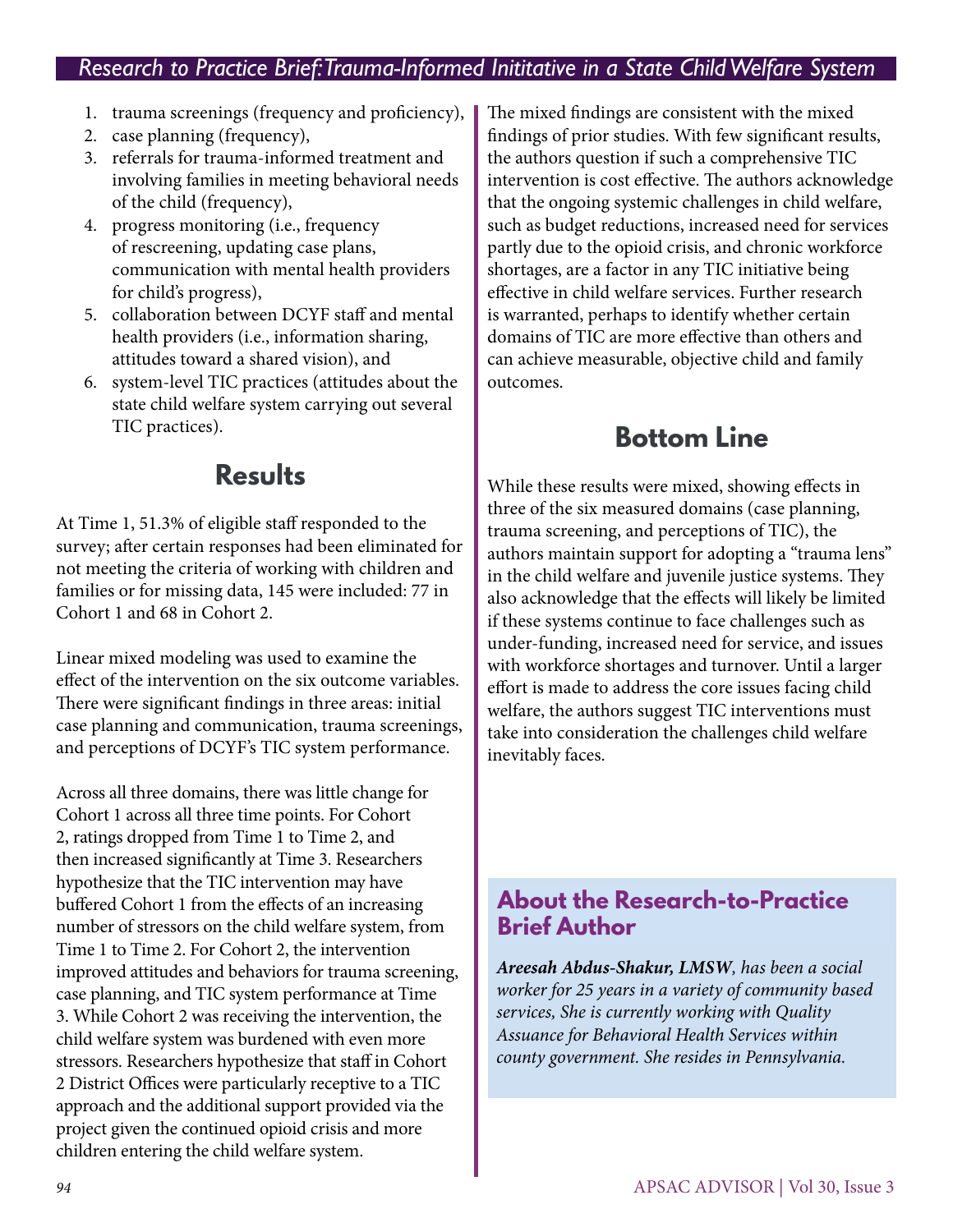1. trauma screenings (frequency and proficiency),
2. case planning (frequency),
3. referrals for trauma-informed treatment and involving families in meeting behavioral needs of the child (frequency),
4. progress monitoring (i.e., frequency of rescreening, updating case plans, communication with mental health providers for child's progress),
5. collaboration between DCYF staff and mental health providers (i.e., information sharing, attitudes toward a shared vision), and
6. system-level TIC practices (attitudes about the state child welfare system carrying out several TIC practices).

## Results

At Time 1, 51.3% of eligible staff responded to the survey; after certain responses had been eliminated for not meeting the criteria of working with children and families or for missing data, 145 were included: 77 in Cohort 1 and 68 in Cohort 2.

Linear mixed modeling was used to examine the effect of the intervention on the six outcome variables. There were significant findings in three areas: initial case planning and communication, trauma screenings, and perceptions of DCYF's TIC system performance.

Across all three domains, there was little change for Cohort 1 across all three time points. For Cohort 2, ratings dropped from Time 1 to Time 2, and then increased significantly at Time 3. Researchers hypothesize that the TIC intervention may have buffered Cohort 1 from the effects of an increasing number of stressors on the child welfare system, from Time 1 to Time 2. For Cohort 2, the intervention improved attitudes and behaviors for trauma screening, case planning, and TIC system performance at Time 3. While Cohort 2 was receiving the intervention, the child welfare system was burdened with even more stressors. Researchers hypothesize that staff in Cohort 2 District Offices were particularly receptive to a TIC approach and the additional support provided via the project given the continued opioid crisis and more children entering the child welfare system.

The mixed findings are consistent with the mixed findings of prior studies. With few significant results, the authors question if such a comprehensive TIC intervention is cost effective. The authors acknowledge that the ongoing systemic challenges in child welfare, such as budget reductions, increased need for services partly due to the opioid crisis, and chronic workforce shortages, are a factor in any TIC initiative being effective in child welfare services. Further research is warranted, perhaps to identify whether certain domains of TIC are more effective than others and can achieve measurable, objective child and family outcomes.

## Bottom Line

While these results were mixed, showing effects in three of the six measured domains (case planning, trauma screening, and perceptions of TIC), the authors maintain support for adopting a "trauma lens" in the child welfare and juvenile justice systems. They also acknowledge that the effects will likely be limited if these systems continue to face challenges such as under-funding, increased need for service, and issues with workforce shortages and turnover. Until a larger effort is made to address the core issues facing child welfare, the authors suggest TIC interventions must take into consideration the challenges child welfare inevitably faces.

### About the Research-to-Practice Brief Author

***Areesah Abdus-Shakur, LMSW**, has been a social worker for 25 years in a variety of community based services, She is currently working with Quality Assuance for Behavioral Health Services within county government. She resides in Pennsylvania.*